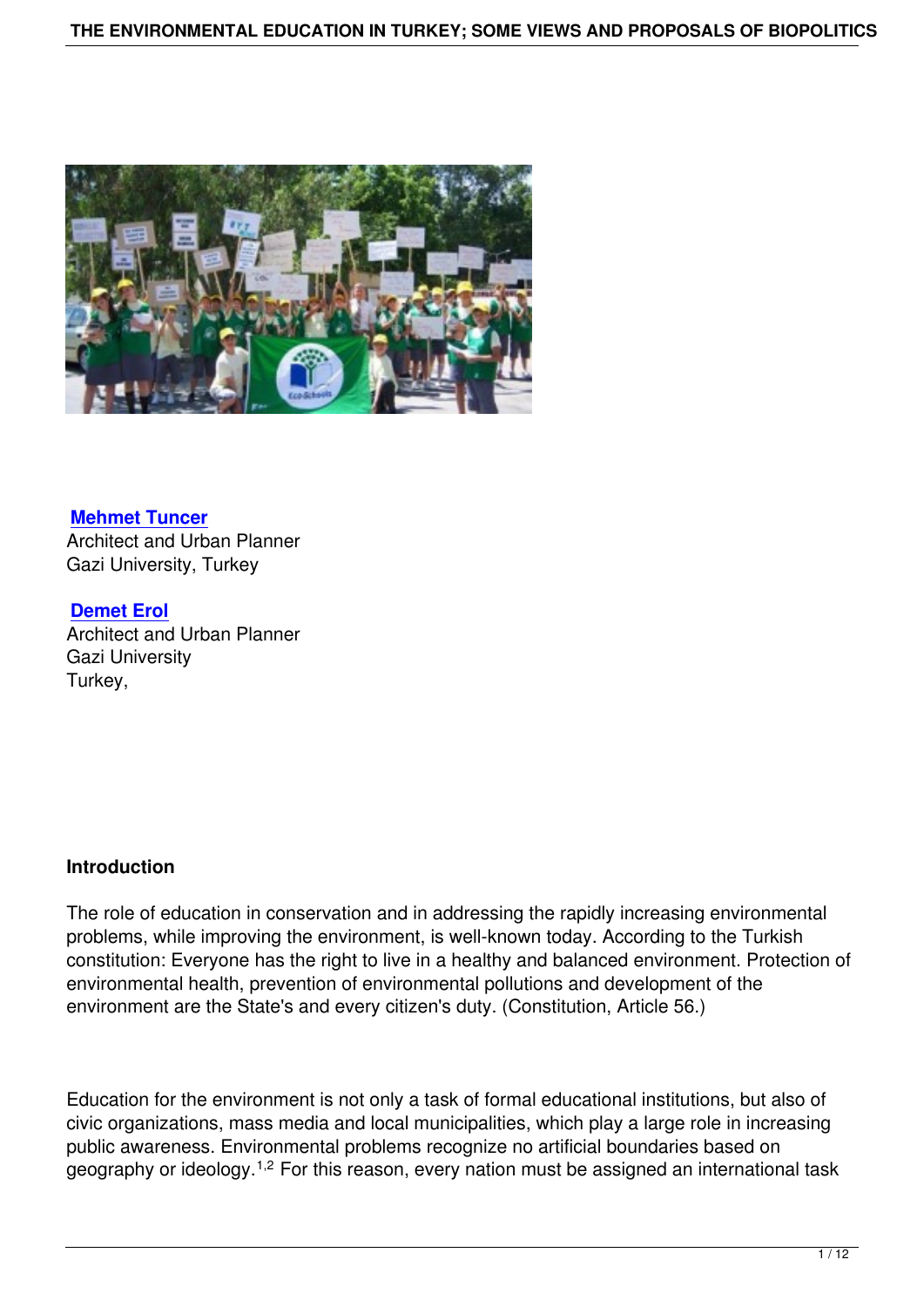**Mehmet Tuncer**
Architect and Urban Planner
Gazi University, Turkey

**Demet Erol**
Architect and Urban Planner
Gazi University
Turkey,

## Introduction

The role of education in conservation and in addressing the rapidly increasing environmental problems, while improving the environment, is well-known today. According to the Turkish constitution: Everyone has the right to live in a healthy and balanced environment. Protection of environmental health, prevention of environmental pollutions and development of the environment are the State's and every citizen's duty. (Constitution, Article 56.)

Education for the environment is not only a task of formal educational institutions, but also of civic organizations, mass media and local municipalities, which play a large role in increasing public awareness. Environmental problems recognize no artificial boundaries based on geography or ideology.[1,2] For this reason, every nation must be assigned an international task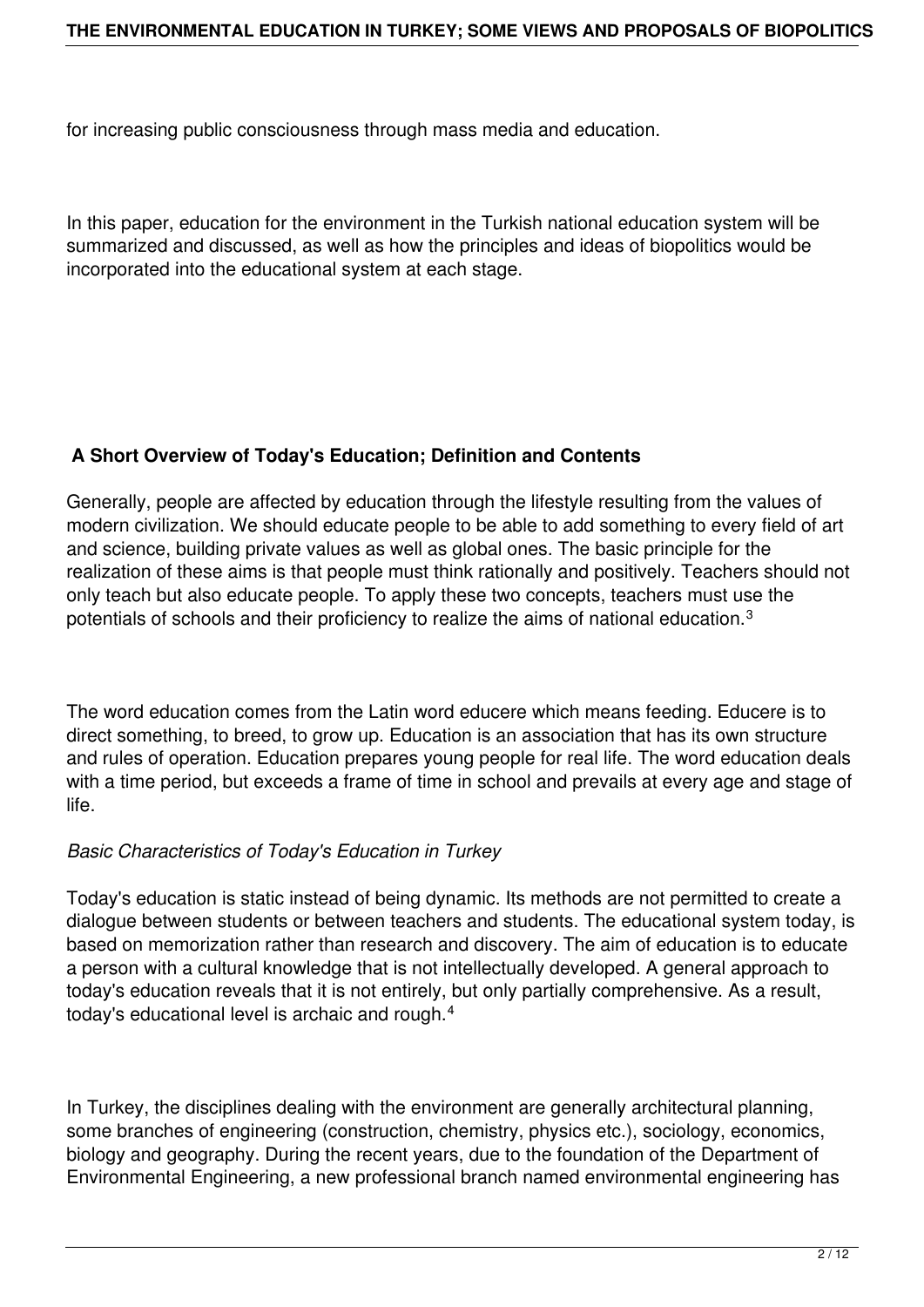for increasing public consciousness through mass media and education.

In this paper, education for the environment in the Turkish national education system will be summarized and discussed, as well as how the principles and ideas of biopolitics would be incorporated into the educational system at each stage.

## A Short Overview of Today's Education; Definition and Contents

Generally, people are affected by education through the lifestyle resulting from the values of modern civilization. We should educate people to be able to add something to every field of art and science, building private values as well as global ones. The basic principle for the realization of these aims is that people must think rationally and positively. Teachers should not only teach but also educate people. To apply these two concepts, teachers must use the potentials of schools and their proficiency to realize the aims of national education.[3]

The word education comes from the Latin word educere which means feeding. Educere is to direct something, to breed, to grow up. Education is an association that has its own structure and rules of operation. Education prepares young people for real life. The word education deals with a time period, but exceeds a frame of time in school and prevails at every age and stage of life.

### *Basic Characteristics of Today's Education in Turkey*

Today's education is static instead of being dynamic. Its methods are not permitted to create a dialogue between students or between teachers and students. The educational system today, is based on memorization rather than research and discovery. The aim of education is to educate a person with a cultural knowledge that is not intellectually developed. A general approach to today's education reveals that it is not entirely, but only partially comprehensive. As a result, today's educational level is archaic and rough.[4]

In Turkey, the disciplines dealing with the environment are generally architectural planning, some branches of engineering (construction, chemistry, physics etc.), sociology, economics, biology and geography. During the recent years, due to the foundation of the Department of Environmental Engineering, a new professional branch named environmental engineering has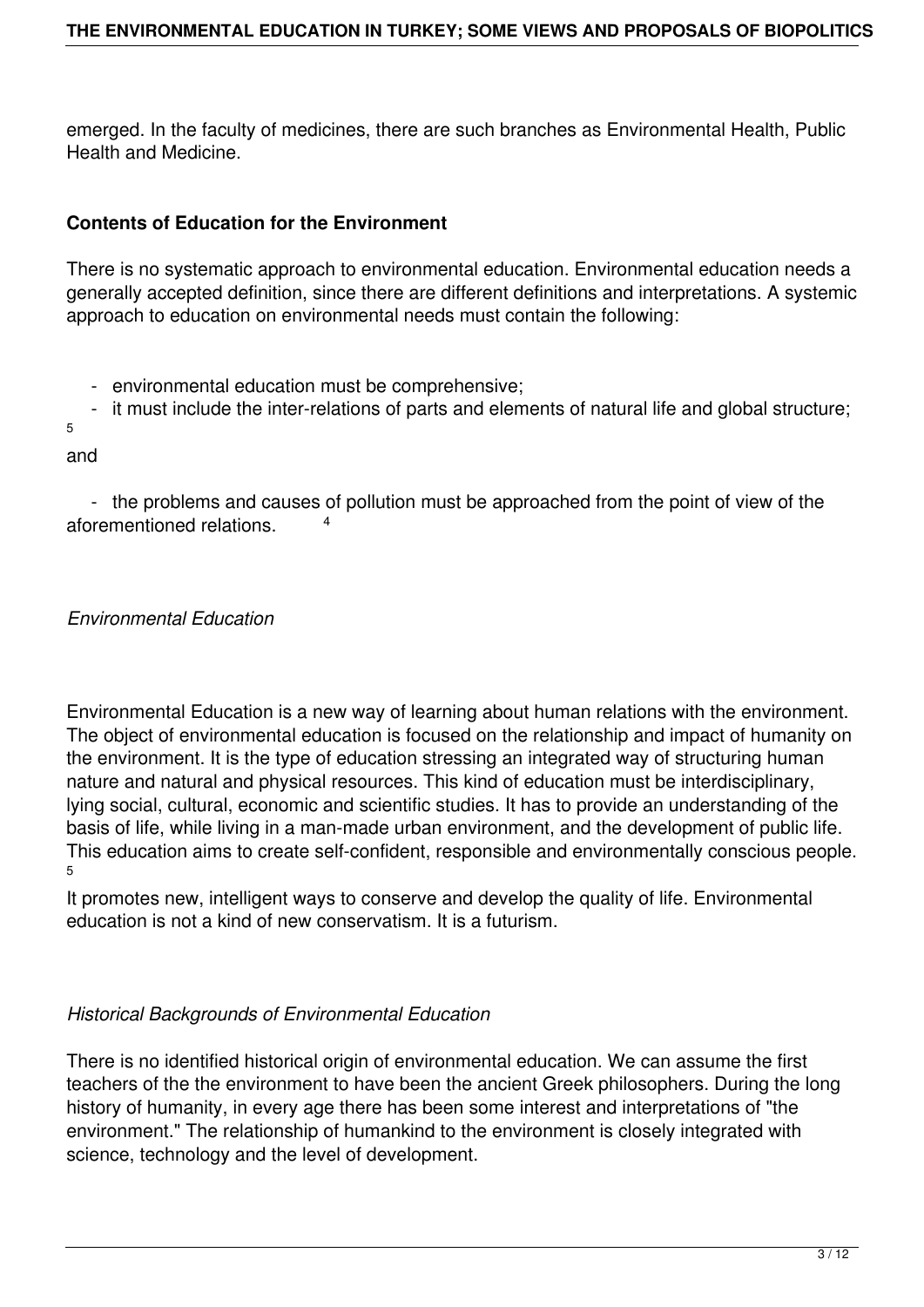emerged. In the faculty of medicines, there are such branches as Environmental Health, Public Health and Medicine.

### Contents of Education for the Environment

There is no systematic approach to environmental education. Environmental education needs a generally accepted definition, since there are different definitions and interpretations. A systemic approach to education on environmental needs must contain the following:

- environmental education must be comprehensive;
- it must include the inter-relations of parts and elements of natural life and global structure; [5] and
- the problems and causes of pollution must be approached from the point of view of the aforementioned relations. [4]

*Environmental Education*

Environmental Education is a new way of learning about human relations with the environment. The object of environmental education is focused on the relationship and impact of humanity on the environment. It is the type of education stressing an integrated way of structuring human nature and natural and physical resources. This kind of education must be interdisciplinary, lying social, cultural, economic and scientific studies. It has to provide an understanding of the basis of life, while living in a man-made urban environment, and the development of public life. This education aims to create self-confident, responsible and environmentally conscious people. [5]

It promotes new, intelligent ways to conserve and develop the quality of life. Environmental education is not a kind of new conservatism. It is a futurism.

*Historical Backgrounds of Environmental Education*

There is no identified historical origin of environmental education. We can assume the first teachers of the the environment to have been the ancient Greek philosophers. During the long history of humanity, in every age there has been some interest and interpretations of "the environment." The relationship of humankind to the environment is closely integrated with science, technology and the level of development.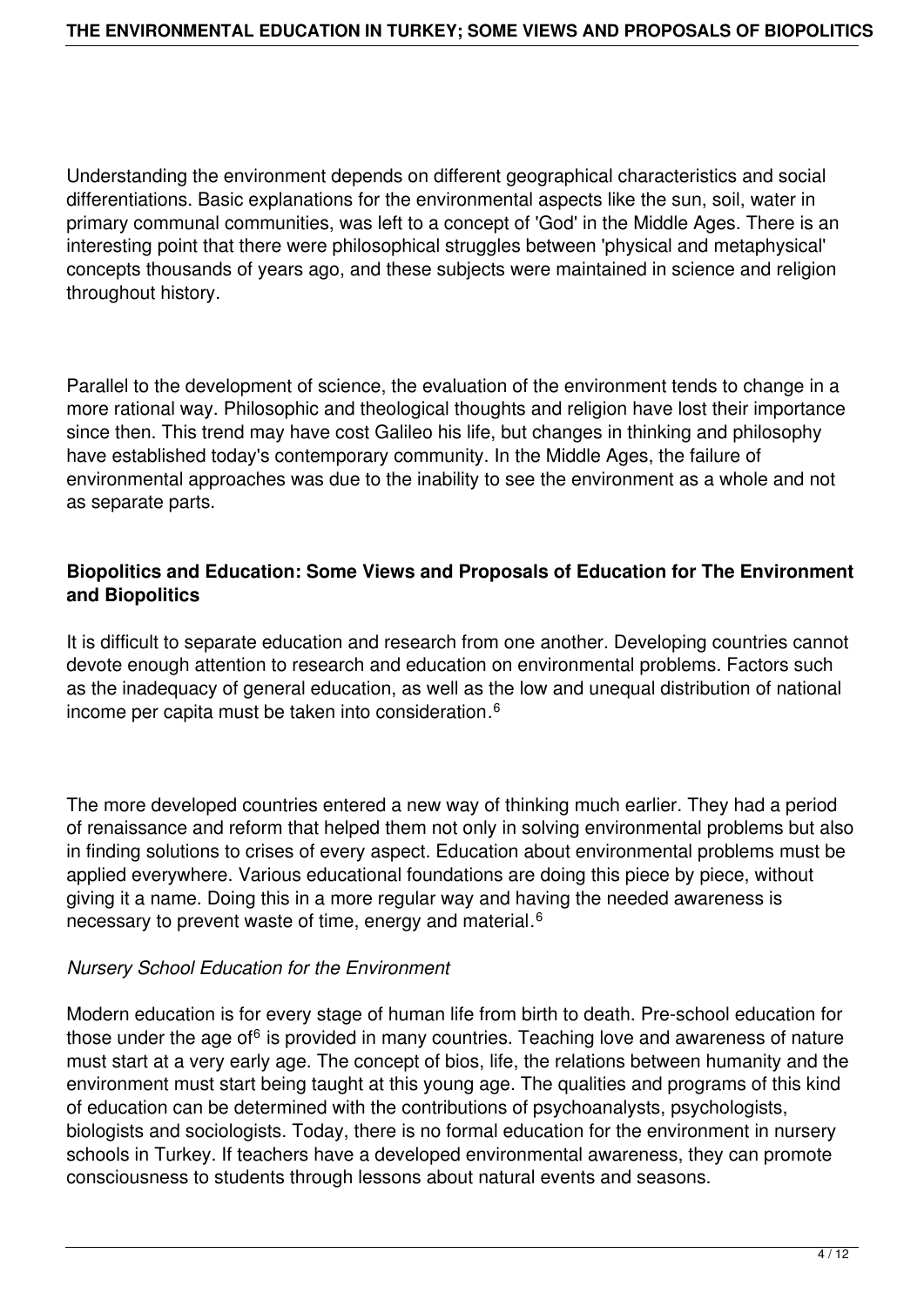Understanding the environment depends on different geographical characteristics and social differentiations. Basic explanations for the environmental aspects like the sun, soil, water in primary communal communities, was left to a concept of 'God' in the Middle Ages. There is an interesting point that there were philosophical struggles between 'physical and metaphysical' concepts thousands of years ago, and these subjects were maintained in science and religion throughout history.

Parallel to the development of science, the evaluation of the environment tends to change in a more rational way. Philosophic and theological thoughts and religion have lost their importance since then. This trend may have cost Galileo his life, but changes in thinking and philosophy have established today's contemporary community. In the Middle Ages, the failure of environmental approaches was due to the inability to see the environment as a whole and not as separate parts.

### Biopolitics and Education: Some Views and Proposals of Education for The Environment and Biopolitics

It is difficult to separate education and research from one another. Developing countries cannot devote enough attention to research and education on environmental problems. Factors such as the inadequacy of general education, as well as the low and unequal distribution of national income per capita must be taken into consideration.[6]

The more developed countries entered a new way of thinking much earlier. They had a period of renaissance and reform that helped them not only in solving environmental problems but also in finding solutions to crises of every aspect. Education about environmental problems must be applied everywhere. Various educational foundations are doing this piece by piece, without giving it a name. Doing this in a more regular way and having the needed awareness is necessary to prevent waste of time, energy and material.[6]

*Nursery School Education for the Environment*

Modern education is for every stage of human life from birth to death. Pre-school education for those under the age of[6] is provided in many countries. Teaching love and awareness of nature must start at a very early age. The concept of bios, life, the relations between humanity and the environment must start being taught at this young age. The qualities and programs of this kind of education can be determined with the contributions of psychoanalysts, psychologists, biologists and sociologists. Today, there is no formal education for the environment in nursery schools in Turkey. If teachers have a developed environmental awareness, they can promote consciousness to students through lessons about natural events and seasons.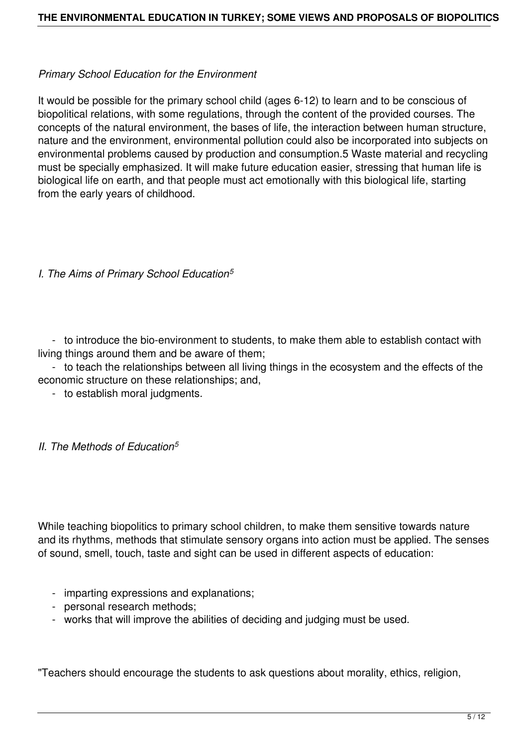*Primary School Education for the Environment*

It would be possible for the primary school child (ages 6-12) to learn and to be conscious of biopolitical relations, with some regulations, through the content of the provided courses. The concepts of the natural environment, the bases of life, the interaction between human structure, nature and the environment, environmental pollution could also be incorporated into subjects on environmental problems caused by production and consumption.5 Waste material and recycling must be specially emphasized. It will make future education easier, stressing that human life is biological life on earth, and that people must act emotionally with this biological life, starting from the early years of childhood.

*I. The Aims of Primary School Education*[5]

- to introduce the bio-environment to students, to make them able to establish contact with living things around them and be aware of them;
- to teach the relationships between all living things in the ecosystem and the effects of the economic structure on these relationships; and,
- to establish moral judgments.

*II. The Methods of Education*[5]

While teaching biopolitics to primary school children, to make them sensitive towards nature and its rhythms, methods that stimulate sensory organs into action must be applied. The senses of sound, smell, touch, taste and sight can be used in different aspects of education:

- imparting expressions and explanations;
- personal research methods;
- works that will improve the abilities of deciding and judging must be used.

"Teachers should encourage the students to ask questions about morality, ethics, religion,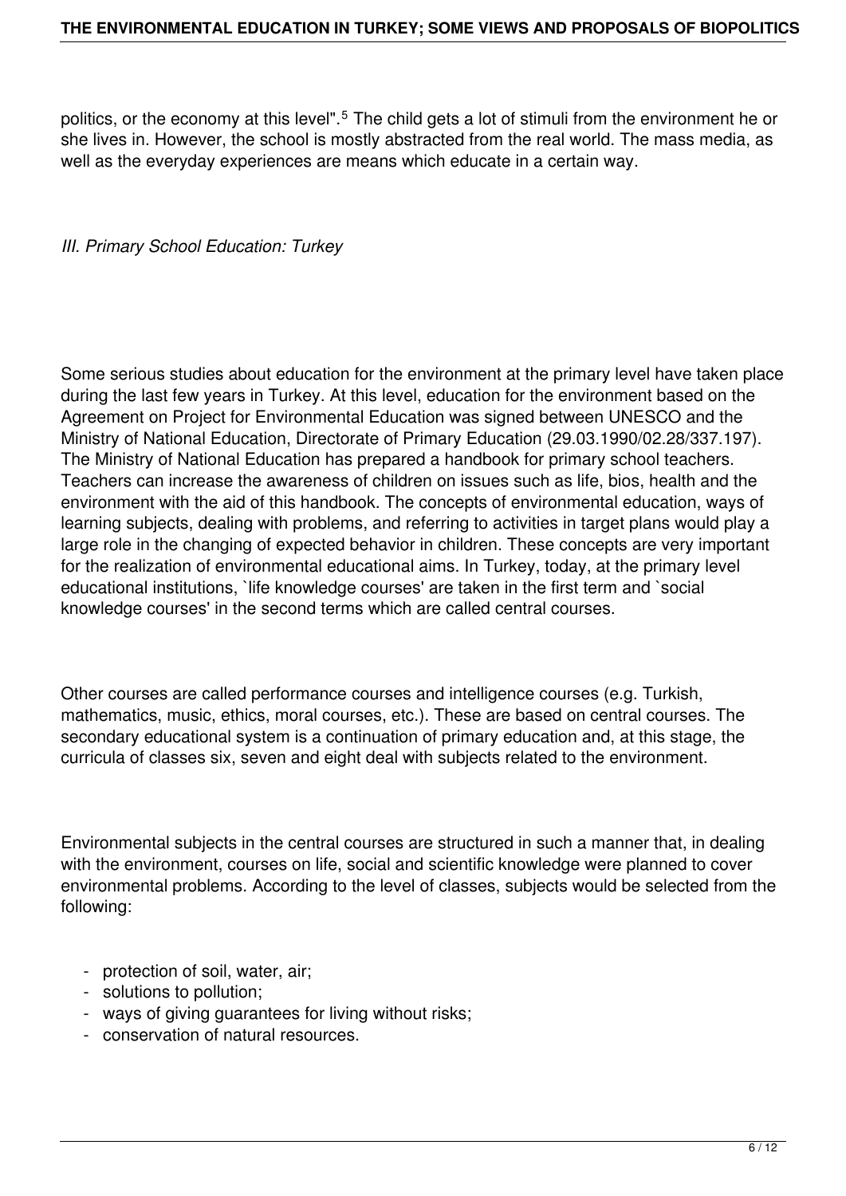politics, or the economy at this level".[5] The child gets a lot of stimuli from the environment he or she lives in. However, the school is mostly abstracted from the real world. The mass media, as well as the everyday experiences are means which educate in a certain way.

### *III. Primary School Education: Turkey*

Some serious studies about education for the environment at the primary level have taken place during the last few years in Turkey. At this level, education for the environment based on the Agreement on Project for Environmental Education was signed between UNESCO and the Ministry of National Education, Directorate of Primary Education (29.03.1990/02.28/337.197). The Ministry of National Education has prepared a handbook for primary school teachers. Teachers can increase the awareness of children on issues such as life, bios, health and the environment with the aid of this handbook. The concepts of environmental education, ways of learning subjects, dealing with problems, and referring to activities in target plans would play a large role in the changing of expected behavior in children. These concepts are very important for the realization of environmental educational aims. In Turkey, today, at the primary level educational institutions, `life knowledge courses' are taken in the first term and `social knowledge courses' in the second terms which are called central courses.

Other courses are called performance courses and intelligence courses (e.g. Turkish, mathematics, music, ethics, moral courses, etc.). These are based on central courses. The secondary educational system is a continuation of primary education and, at this stage, the curricula of classes six, seven and eight deal with subjects related to the environment.

Environmental subjects in the central courses are structured in such a manner that, in dealing with the environment, courses on life, social and scientific knowledge were planned to cover environmental problems. According to the level of classes, subjects would be selected from the following:

- protection of soil, water, air;
- solutions to pollution;
- ways of giving guarantees for living without risks;
- conservation of natural resources.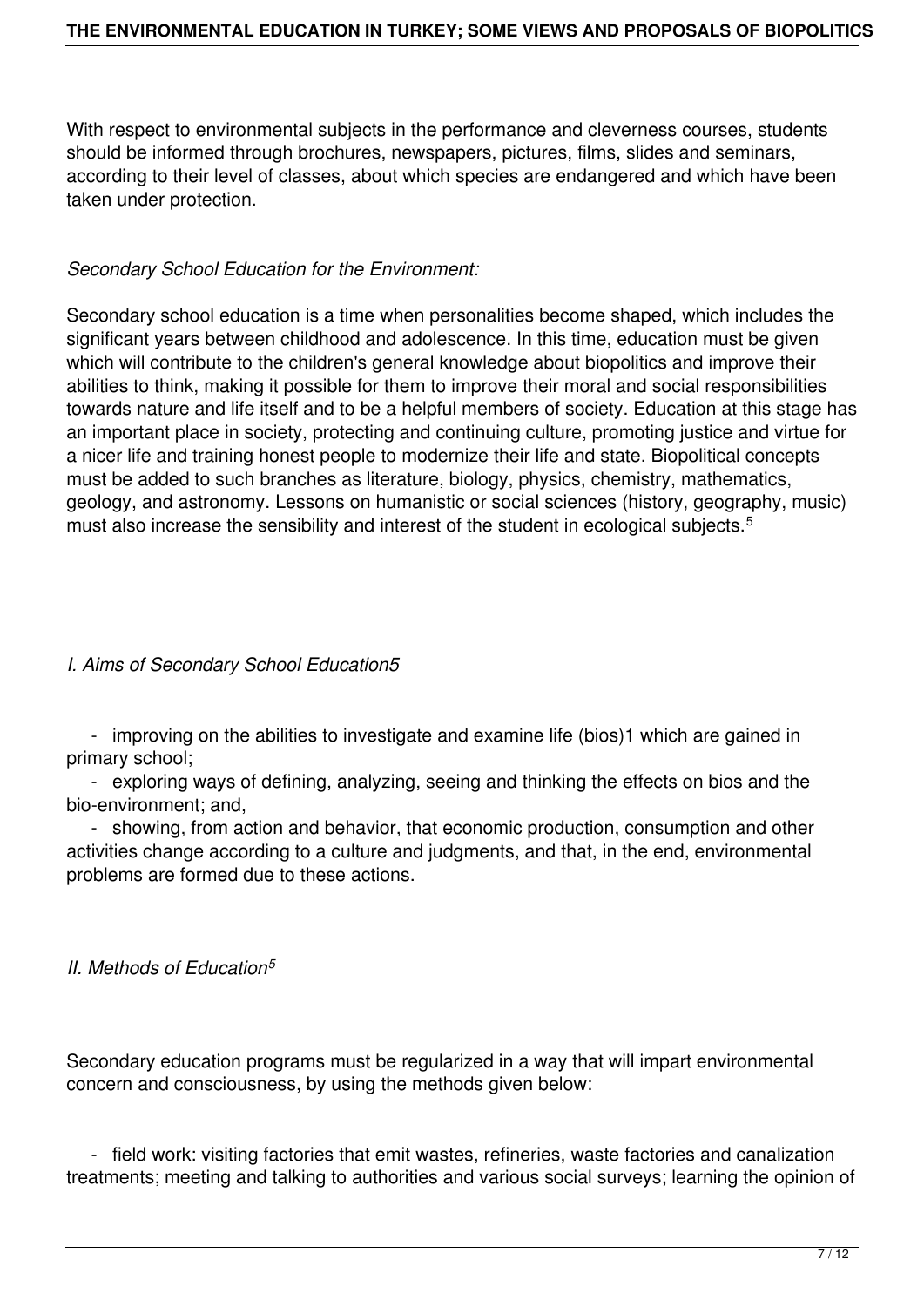With respect to environmental subjects in the performance and cleverness courses, students should be informed through brochures, newspapers, pictures, films, slides and seminars, according to their level of classes, about which species are endangered and which have been taken under protection.

*Secondary School Education for the Environment:*

Secondary school education is a time when personalities become shaped, which includes the significant years between childhood and adolescence. In this time, education must be given which will contribute to the children's general knowledge about biopolitics and improve their abilities to think, making it possible for them to improve their moral and social responsibilities towards nature and life itself and to be a helpful members of society. Education at this stage has an important place in society, protecting and continuing culture, promoting justice and virtue for a nicer life and training honest people to modernize their life and state. Biopolitical concepts must be added to such branches as literature, biology, physics, chemistry, mathematics, geology, and astronomy. Lessons on humanistic or social sciences (history, geography, music) must also increase the sensibility and interest of the student in ecological subjects.[5]

*I. Aims of Secondary School Education5*

- improving on the abilities to investigate and examine life (bios)1 which are gained in primary school;
- exploring ways of defining, analyzing, seeing and thinking the effects on bios and the bio-environment; and,
- showing, from action and behavior, that economic production, consumption and other activities change according to a culture and judgments, and that, in the end, environmental problems are formed due to these actions.

*II. Methods of Education[5]*

Secondary education programs must be regularized in a way that will impart environmental concern and consciousness, by using the methods given below:

- field work: visiting factories that emit wastes, refineries, waste factories and canalization treatments; meeting and talking to authorities and various social surveys; learning the opinion of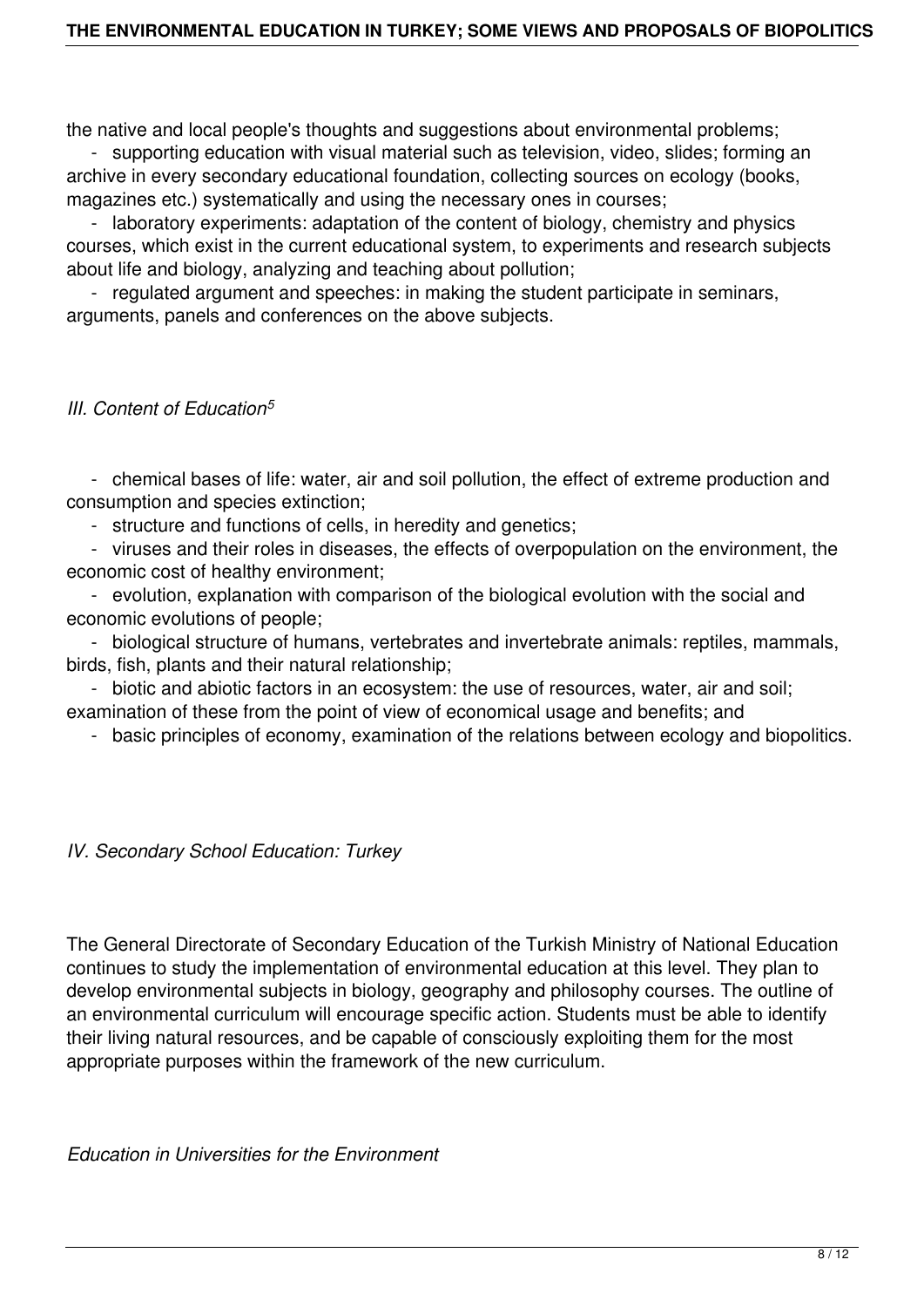the native and local people's thoughts and suggestions about environmental problems;

- supporting education with visual material such as television, video, slides; forming an archive in every secondary educational foundation, collecting sources on ecology (books, magazines etc.) systematically and using the necessary ones in courses;
- laboratory experiments: adaptation of the content of biology, chemistry and physics courses, which exist in the current educational system, to experiments and research subjects about life and biology, analyzing and teaching about pollution;
- regulated argument and speeches: in making the student participate in seminars, arguments, panels and conferences on the above subjects.

*III. Content of Education*[5]

- chemical bases of life: water, air and soil pollution, the effect of extreme production and consumption and species extinction;
- structure and functions of cells, in heredity and genetics;
- viruses and their roles in diseases, the effects of overpopulation on the environment, the economic cost of healthy environment;
- evolution, explanation with comparison of the biological evolution with the social and economic evolutions of people;
- biological structure of humans, vertebrates and invertebrate animals: reptiles, mammals, birds, fish, plants and their natural relationship;
- biotic and abiotic factors in an ecosystem: the use of resources, water, air and soil; examination of these from the point of view of economical usage and benefits; and
- basic principles of economy, examination of the relations between ecology and biopolitics.

*IV. Secondary School Education: Turkey*

The General Directorate of Secondary Education of the Turkish Ministry of National Education continues to study the implementation of environmental education at this level. They plan to develop environmental subjects in biology, geography and philosophy courses. The outline of an environmental curriculum will encourage specific action. Students must be able to identify their living natural resources, and be capable of consciously exploiting them for the most appropriate purposes within the framework of the new curriculum.

*Education in Universities for the Environment*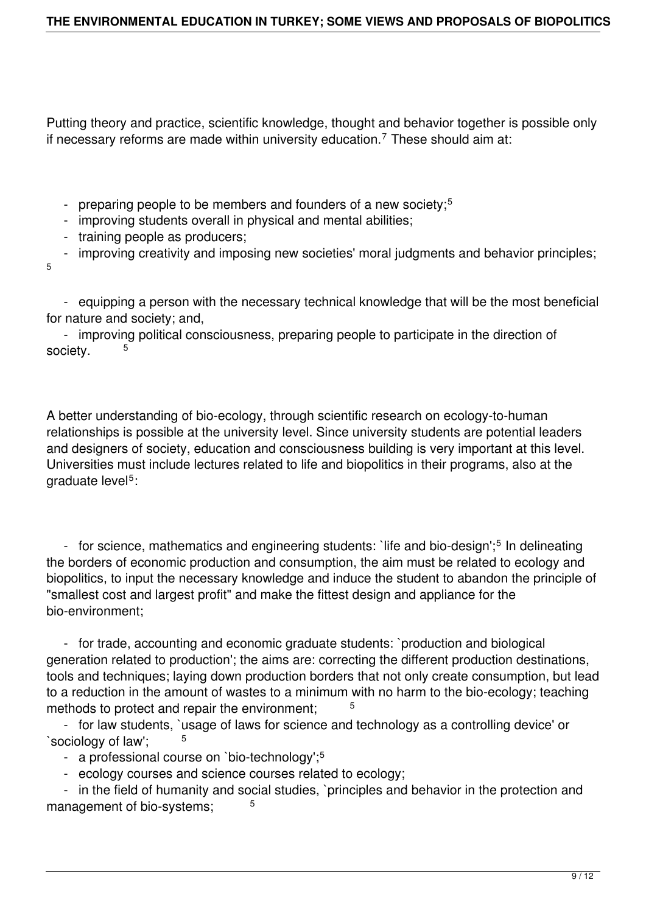Putting theory and practice, scientific knowledge, thought and behavior together is possible only if necessary reforms are made within university education.[7] These should aim at:

- preparing people to be members and founders of a new society;[5]
- improving students overall in physical and mental abilities;
- training people as producers;
- improving creativity and imposing new societies' moral judgments and behavior principles;[5]
- equipping a person with the necessary technical knowledge that will be the most beneficial for nature and society; and,
- improving political consciousness, preparing people to participate in the direction of society.[5]

A better understanding of bio-ecology, through scientific research on ecology-to-human relationships is possible at the university level. Since university students are potential leaders and designers of society, education and consciousness building is very important at this level. Universities must include lectures related to life and biopolitics in their programs, also at the graduate level[5]:

- for science, mathematics and engineering students: `life and bio-design';[5] In delineating the borders of economic production and consumption, the aim must be related to ecology and biopolitics, to input the necessary knowledge and induce the student to abandon the principle of "smallest cost and largest profit" and make the fittest design and appliance for the bio-environment;
- for trade, accounting and economic graduate students: `production and biological generation related to production'; the aims are: correcting the different production destinations, tools and techniques; laying down production borders that not only create consumption, but lead to a reduction in the amount of wastes to a minimum with no harm to the bio-ecology; teaching methods to protect and repair the environment;[5]
- for law students, `usage of laws for science and technology as a controlling device' or `sociology of law';[5]
- a professional course on `bio-technology';[5]
- ecology courses and science courses related to ecology;
- in the field of humanity and social studies, `principles and behavior in the protection and management of bio-systems;[5]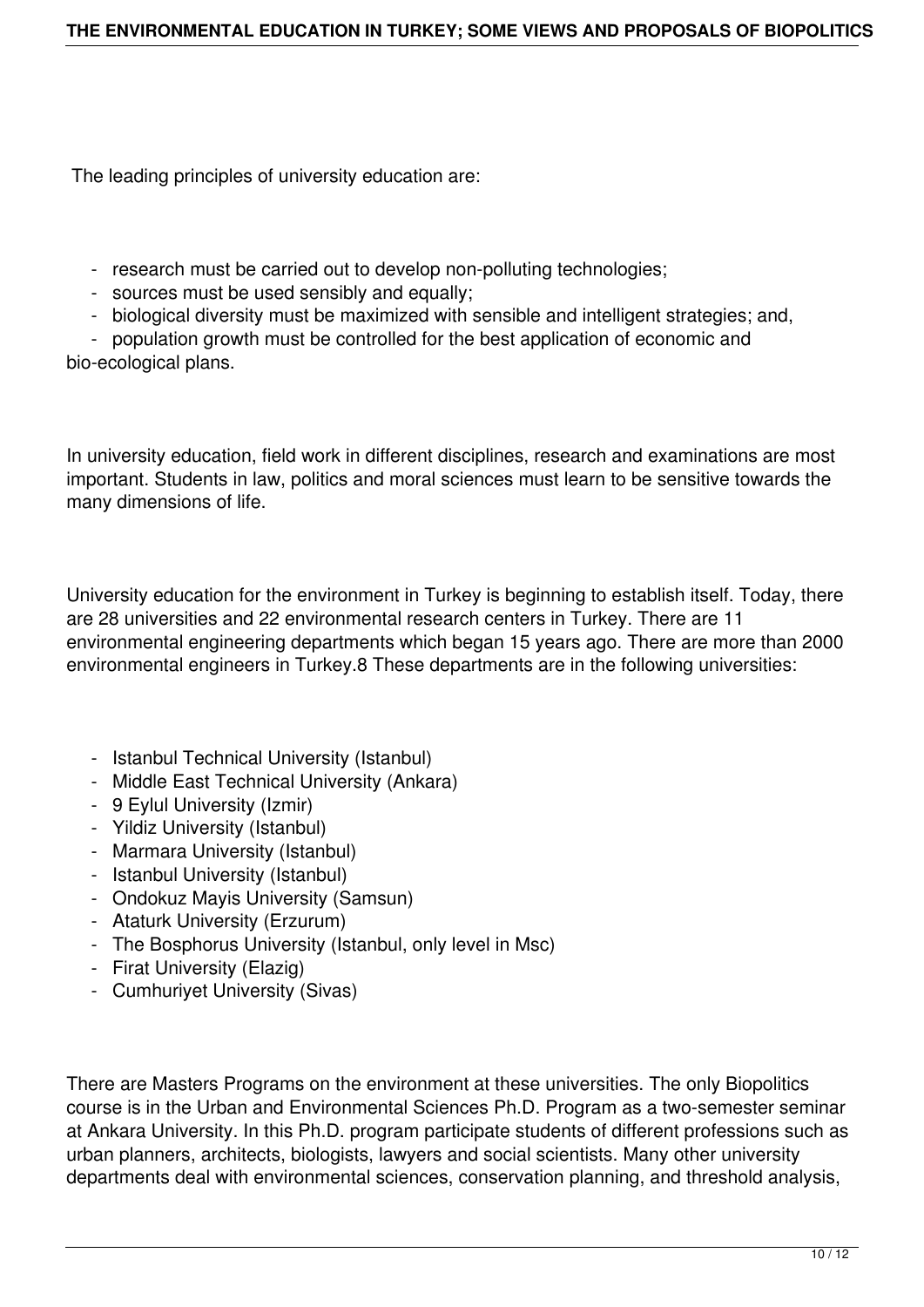The leading principles of university education are:

- research must be carried out to develop non-polluting technologies;
- sources must be used sensibly and equally;
- biological diversity must be maximized with sensible and intelligent strategies; and,
- population growth must be controlled for the best application of economic and bio-ecological plans.

In university education, field work in different disciplines, research and examinations are most important. Students in law, politics and moral sciences must learn to be sensitive towards the many dimensions of life.

University education for the environment in Turkey is beginning to establish itself. Today, there are 28 universities and 22 environmental research centers in Turkey. There are 11 environmental engineering departments which began 15 years ago. There are more than 2000 environmental engineers in Turkey.[8] These departments are in the following universities:

- Istanbul Technical University (Istanbul)
- Middle East Technical University (Ankara)
- 9 Eylul University (Izmir)
- Yildiz University (Istanbul)
- Marmara University (Istanbul)
- Istanbul University (Istanbul)
- Ondokuz Mayis University (Samsun)
- Ataturk University (Erzurum)
- The Bosphorus University (Istanbul, only level in Msc)
- Firat University (Elazig)
- Cumhuriyet University (Sivas)

There are Masters Programs on the environment at these universities. The only Biopolitics course is in the Urban and Environmental Sciences Ph.D. Program as a two-semester seminar at Ankara University. In this Ph.D. program participate students of different professions such as urban planners, architects, biologists, lawyers and social scientists. Many other university departments deal with environmental sciences, conservation planning, and threshold analysis,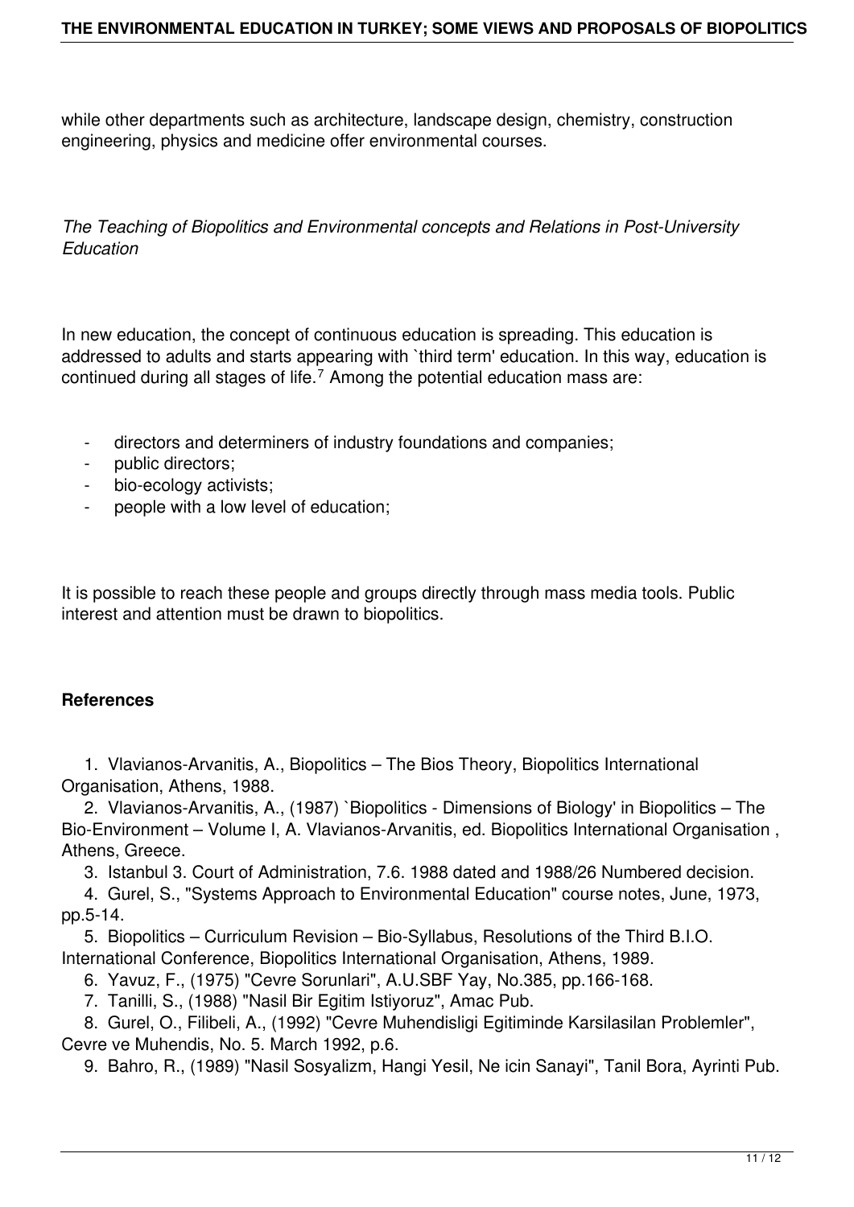while other departments such as architecture, landscape design, chemistry, construction engineering, physics and medicine offer environmental courses.

*The Teaching of Biopolitics and Environmental concepts and Relations in Post-University Education*

In new education, the concept of continuous education is spreading. This education is addressed to adults and starts appearing with `third term' education. In this way, education is continued during all stages of life.[7] Among the potential education mass are:

- directors and determiners of industry foundations and companies;
- public directors;
- bio-ecology activists;
- people with a low level of education;

It is possible to reach these people and groups directly through mass media tools. Public interest and attention must be drawn to biopolitics.

**References**

1. Vlavianos-Arvanitis, A., Biopolitics – The Bios Theory, Biopolitics International Organisation, Athens, 1988.
2. Vlavianos-Arvanitis, A., (1987) `Biopolitics - Dimensions of Biology' in Biopolitics – The Bio-Environment – Volume I, A. Vlavianos-Arvanitis, ed. Biopolitics International Organisation , Athens, Greece.
3. Istanbul 3. Court of Administration, 7.6. 1988 dated and 1988/26 Numbered decision.
4. Gurel, S., "Systems Approach to Environmental Education" course notes, June, 1973, pp.5-14.
5. Biopolitics – Curriculum Revision – Bio-Syllabus, Resolutions of the Third B.I.O. International Conference, Biopolitics International Organisation, Athens, 1989.
6. Yavuz, F., (1975) "Cevre Sorunlari", A.U.SBF Yay, No.385, pp.166-168.
7. Tanilli, S., (1988) "Nasil Bir Egitim Istiyoruz", Amac Pub.
8. Gurel, O., Filibeli, A., (1992) "Cevre Muhendisligi Egitiminde Karsilasilan Problemler", Cevre ve Muhendis, No. 5. March 1992, p.6.
9. Bahro, R., (1989) "Nasil Sosyalizm, Hangi Yesil, Ne icin Sanayi", Tanil Bora, Ayrinti Pub.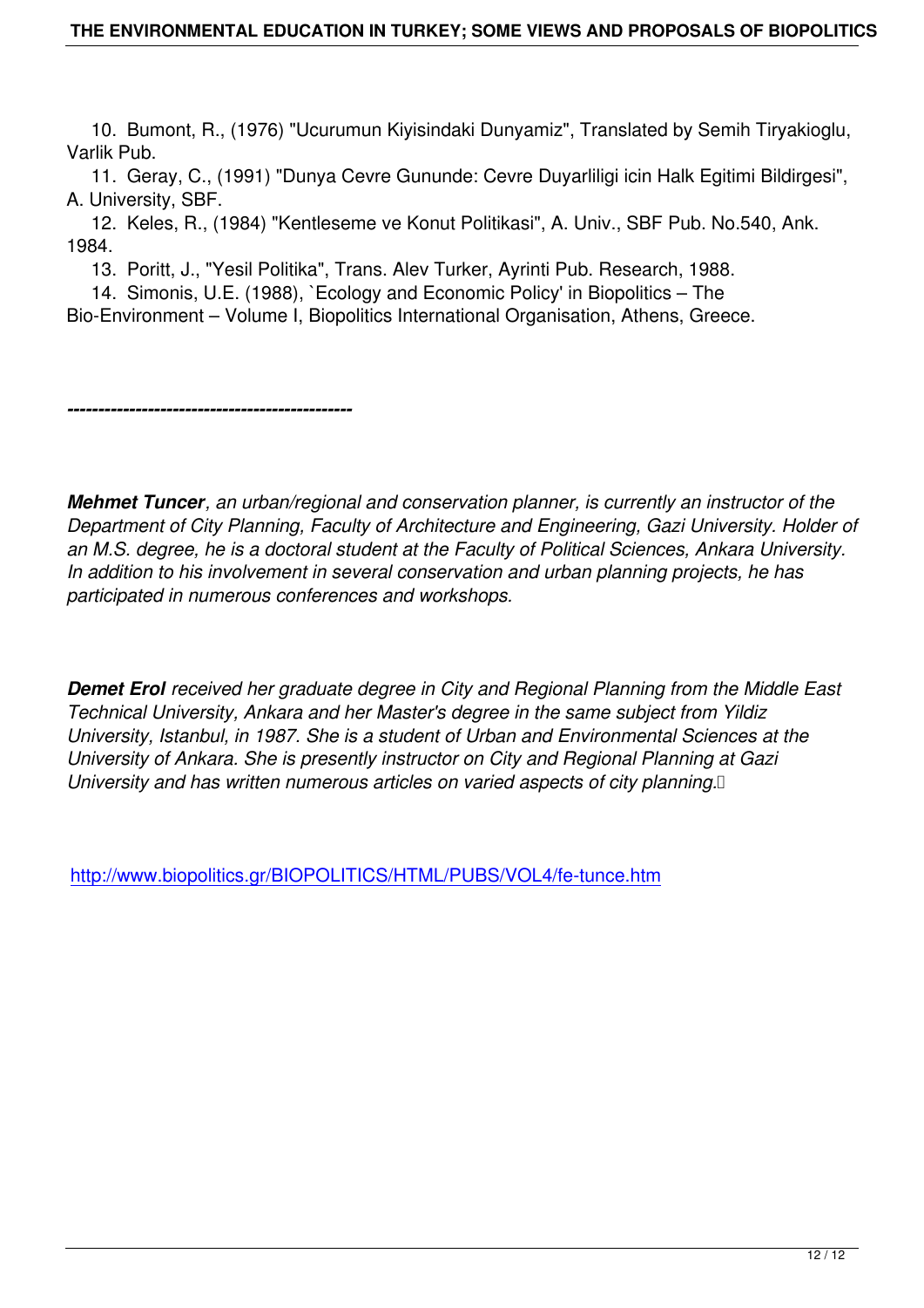10. Bumont, R., (1976) "Ucurumun Kiyisindaki Dunyamiz", Translated by Semih Tiryakioglu, Varlik Pub.
11. Geray, C., (1991) "Dunya Cevre Gununde: Cevre Duyarliligi icin Halk Egitimi Bildirgesi", A. University, SBF.
12. Keles, R., (1984) "Kentleseme ve Konut Politikasi", A. Univ., SBF Pub. No.540, Ank. 1984.
13. Poritt, J., "Yesil Politika", Trans. Alev Turker, Ayrinti Pub. Research, 1988.
14. Simonis, U.E. (1988), `Ecology and Economic Policy' in Biopolitics – The Bio-Environment – Volume I, Biopolitics International Organisation, Athens, Greece.

---

***Mehmet Tuncer****, an urban/regional and conservation planner, is currently an instructor of the Department of City Planning, Faculty of Architecture and Engineering, Gazi University. Holder of an M.S. degree, he is a doctoral student at the Faculty of Political Sciences, Ankara University. In addition to his involvement in several conservation and urban planning projects, he has participated in numerous conferences and workshops.*

***Demet Erol*** *received her graduate degree in City and Regional Planning from the Middle East Technical University, Ankara and her Master's degree in the same subject from Yildiz University, Istanbul, in 1987. She is a student of Urban and Environmental Sciences at the University of Ankara. She is presently instructor on City and Regional Planning at Gazi University and has written numerous articles on varied aspects of city planning.*

http://www.biopolitics.gr/BIOPOLITICS/HTML/PUBS/VOL4/fe-tunce.htm